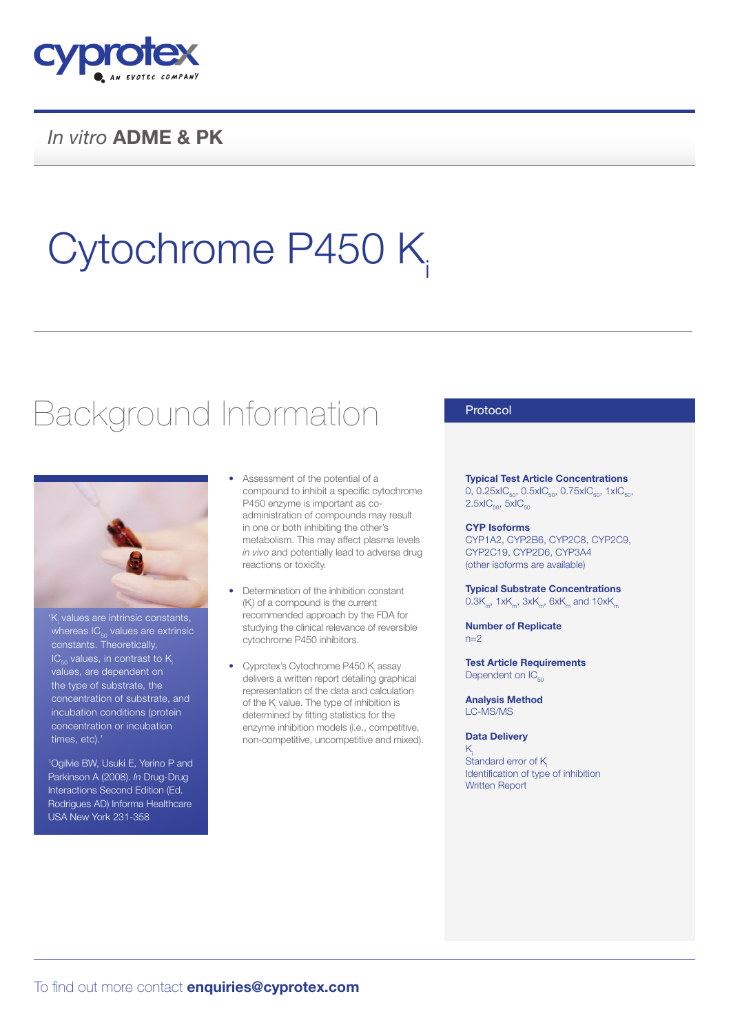cyprotex
AN EVOTEC COMPANY

*In vitro* **ADME & PK**

# Cytochrome P450 $K_i$

## Background Information

'$K_i$ values are intrinsic constants, whereas $IC_{50}$ values are extrinsic constants. Theoretically, $IC_{50}$ values, in contrast to $K_i$ values, are dependent on the type of substrate, the concentration of substrate, and incubation conditions (protein concentration or incubation times, etc).'

[1]Ogilvie BW, Usuki E, Yerino P and Parkinson A (2008). *In* Drug-Drug Interactions Second Edition (Ed. Rodrigues AD) Informa Healthcare USA New York 231-358

- Assessment of the potential of a compound to inhibit a specific cytochrome P450 enzyme is important as co-administration of compounds may result in one or both inhibiting the other's metabolism. This may affect plasma levels *in vivo* and potentially lead to adverse drug reactions or toxicity.
- Determination of the inhibition constant ($K_i$) of a compound is the current recommended approach by the FDA for studying the clinical relevance of reversible cytochrome P450 inhibitors.
- Cyprotex's Cytochrome P450 $K_i$ assay delivers a written report detailing graphical representation of the data and calculation of the $K_i$ value. The type of inhibition is determined by fitting statistics for the enzyme inhibition models (i.e., competitive, non-competitive, uncompetitive and mixed).

## Protocol

**Typical Test Article Concentrations**
0, $0.25xIC_{50}$, $0.5xIC_{50}$, $0.75xIC_{50}$, $1xIC_{50}$, $2.5xIC_{50}$, $5xIC_{50}$

**CYP Isoforms**
CYP1A2, CYP2B6, CYP2C8, CYP2C9, CYP2C19, CYP2D6, CYP3A4
(other isoforms are available)

**Typical Substrate Concentrations**
$0.3K_m$, $1xK_m$, $3xK_m$, $6xK_m$ and $10xK_m$

**Number of Replicate**
n=2

**Test Article Requirements**
Dependent on $IC_{50}$

**Analysis Method**
LC-MS/MS

**Data Delivery**
$K_i$
Standard error of $K_i$
Identification of type of inhibition
Written Report

To find out more contact **enquiries@cyprotex.com**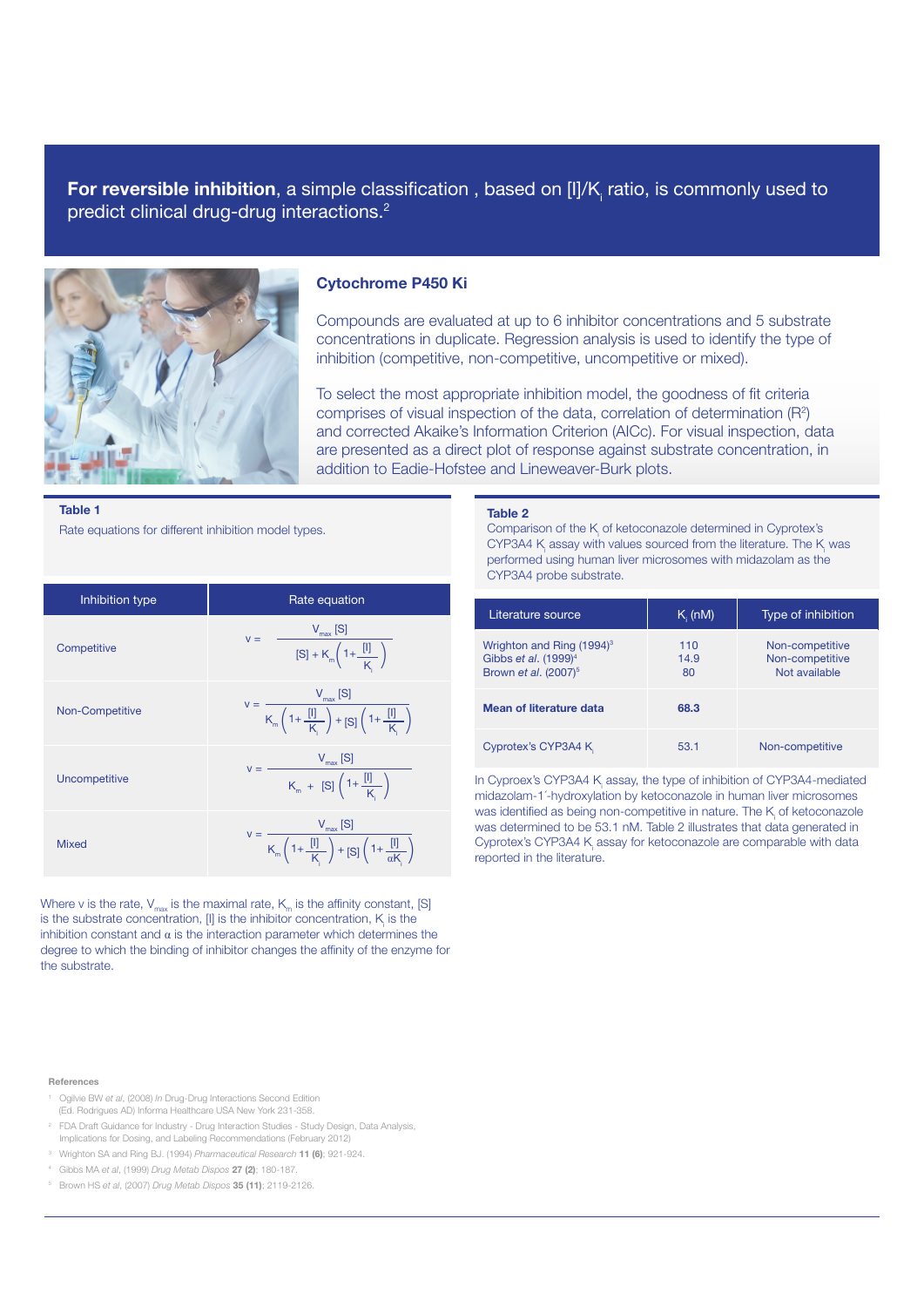**For reversible inhibition**, a simple classification , based on $[I]/K_i$ ratio, is commonly used to predict clinical drug-drug interactions.[2]

## Cytochrome P450 Ki

Compounds are evaluated at up to 6 inhibitor concentrations and 5 substrate concentrations in duplicate. Regression analysis is used to identify the type of inhibition (competitive, non-competitive, uncompetitive or mixed).

To select the most appropriate inhibition model, the goodness of fit criteria comprises of visual inspection of the data, correlation of determination ($R^2$) and corrected Akaike's Information Criterion (AICc). For visual inspection, data are presented as a direct plot of response against substrate concentration, in addition to Eadie-Hofstee and Lineweaver-Burk plots.

**Table 1**

Rate equations for different inhibition model types.

| Inhibition type | Rate equation |
|---|---|
| Competitive | $v = \dfrac{V_{max}[S]}{[S] + K_m\left(1+\dfrac{[I]}{K_i}\right)}$ |
| Non-Competitive | $v = \dfrac{V_{max}[S]}{K_m\left(1+\dfrac{[I]}{K_i}\right) + [S]\left(1+\dfrac{[I]}{K_i}\right)}$ |
| Uncompetitive | $v = \dfrac{V_{max}[S]}{K_m + [S]\left(1+\dfrac{[I]}{K_i}\right)}$ |
| Mixed | $v = \dfrac{V_{max}[S]}{K_m\left(1+\dfrac{[I]}{K_i}\right) + [S]\left(1+\dfrac{[I]}{\alpha K_i}\right)}$ |

Where v is the rate, $V_{max}$ is the maximal rate, $K_m$ is the affinity constant, [S] is the substrate concentration, [I] is the inhibitor concentration, $K_i$ is the inhibition constant and $\alpha$ is the interaction parameter which determines the degree to which the binding of inhibitor changes the affinity of the enzyme for the substrate.

**Table 2**

Comparison of the $K_i$ of ketoconazole determined in Cyprotex's CYP3A4 $K_i$ assay with values sourced from the literature. The $K_i$ was performed using human liver microsomes with midazolam as the CYP3A4 probe substrate.

| Literature source | $K_i$ (nM) | Type of inhibition |
|---|---|---|
| Wrighton and Ring (1994)[3] | 110 | Non-competitive |
| Gibbs *et al*. (1999)[4] | 14.9 | Non-competitive |
| Brown *et al*. (2007)[5] | 80 | Not available |
| **Mean of literature data** | **68.3** | |
| Cyprotex's CYP3A4 $K_i$ | 53.1 | Non-competitive |

In Cyproex's CYP3A4 $K_i$ assay, the type of inhibition of CYP3A4-mediated midazolam-1′-hydroxylation by ketoconazole in human liver microsomes was identified as being non-competitive in nature. The $K_i$ of ketoconazole was determined to be 53.1 nM. Table 2 illustrates that data generated in Cyprotex's CYP3A4 $K_i$ assay for ketoconazole are comparable with data reported in the literature.

**References**

1. Ogilvie BW *et al*, (2008) *In* Drug-Drug Interactions Second Edition (Ed. Rodrigues AD) Informa Healthcare USA New York 231-358.
2. FDA Draft Guidance for Industry - Drug Interaction Studies - Study Design, Data Analysis, Implications for Dosing, and Labeling Recommendations (February 2012)
3. Wrighton SA and Ring BJ. (1994) *Pharmaceutical Research* **11 (6)**; 921-924.
4. Gibbs MA *et al*, (1999) *Drug Metab Dispos* **27 (2)**; 180-187.
5. Brown HS *et al*, (2007) *Drug Metab Dispos* **35 (11)**; 2119-2126.